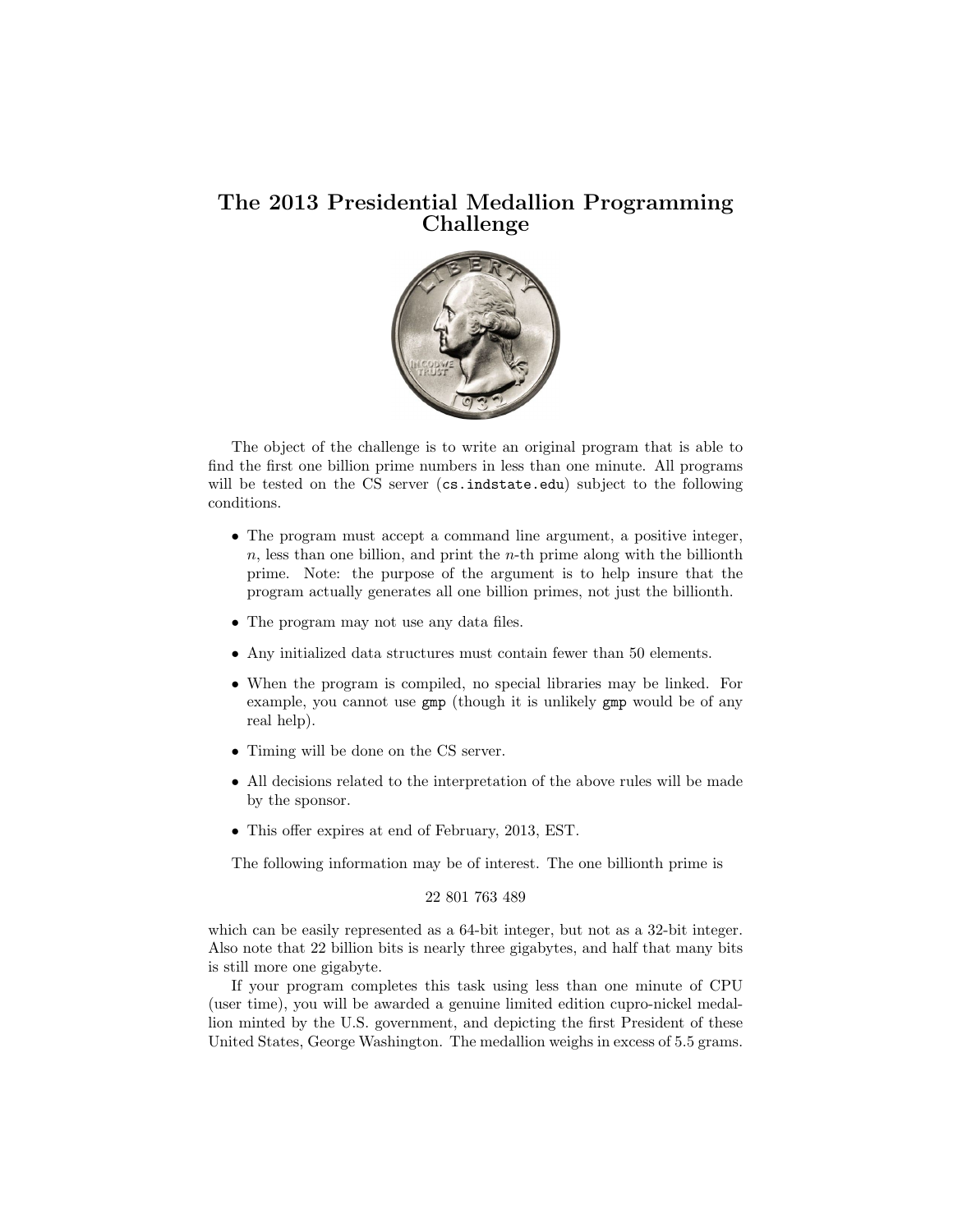# The 2013 Presidential Medallion Programming Challenge

The object of the challenge is to write an original program that is able to find the first one billion prime numbers in less than one minute. All programs will be tested on the CS server (`cs.indstate.edu`) subject to the following conditions.

- The program must accept a command line argument, a positive integer, $n$, less than one billion, and print the $n$-th prime along with the billionth prime. Note: the purpose of the argument is to help insure that the program actually generates all one billion primes, not just the billionth.
- The program may not use any data files.
- Any initialized data structures must contain fewer than 50 elements.
- When the program is compiled, no special libraries may be linked. For example, you cannot use `gmp` (though it is unlikely `gmp` would be of any real help).
- Timing will be done on the CS server.
- All decisions related to the interpretation of the above rules will be made by the sponsor.
- This offer expires at end of February, 2013, EST.

The following information may be of interest. The one billionth prime is

22 801 763 489

which can be easily represented as a 64-bit integer, but not as a 32-bit integer. Also note that 22 billion bits is nearly three gigabytes, and half that many bits is still more one gigabyte.

If your program completes this task using less than one minute of CPU (user time), you will be awarded a genuine limited edition cupro-nickel medallion minted by the U.S. government, and depicting the first President of these United States, George Washington. The medallion weighs in excess of 5.5 grams.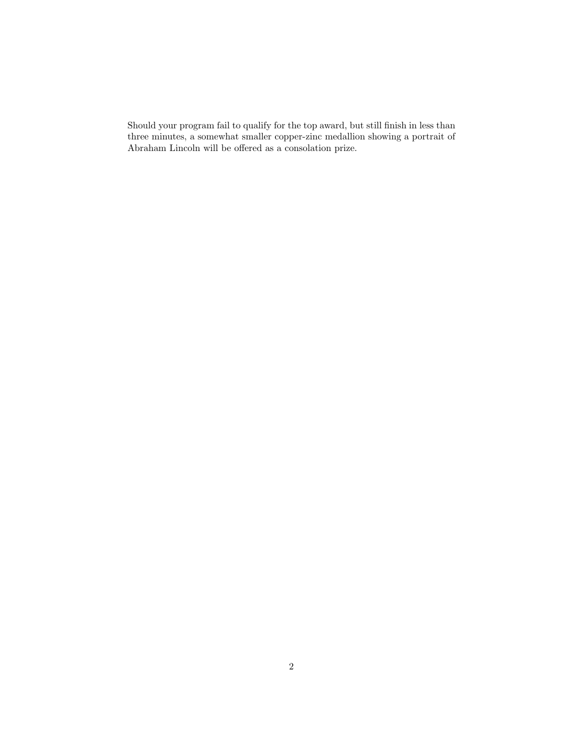Should your program fail to qualify for the top award, but still finish in less than three minutes, a somewhat smaller copper-zinc medallion showing a portrait of Abraham Lincoln will be offered as a consolation prize.